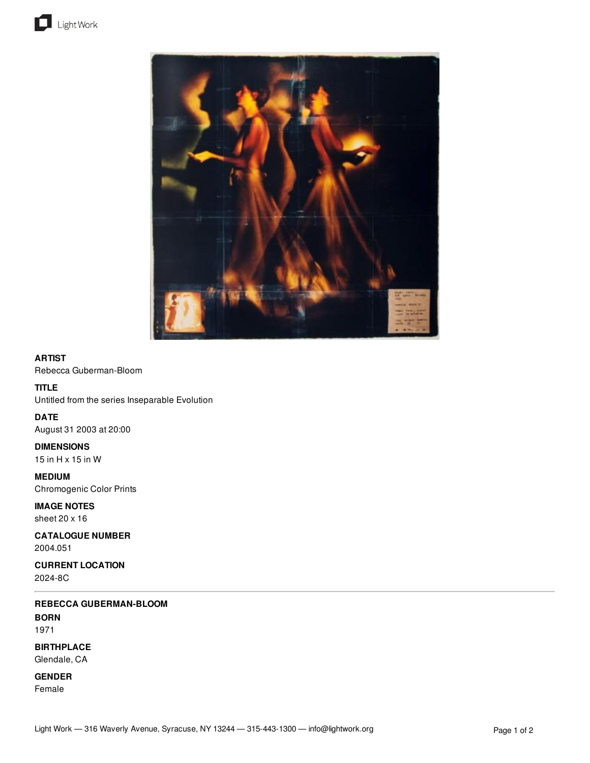**ARTIST**
Rebecca Guberman-Bloom

**TITLE**
Untitled from the series Inseparable Evolution

**DATE**
August 31 2003 at 20:00

**DIMENSIONS**
15 in H x 15 in W

**MEDIUM**
Chromogenic Color Prints

**IMAGE NOTES**
sheet 20 x 16

**CATALOGUE NUMBER**
2004.051

**CURRENT LOCATION**
2024-8C

---

**REBECCA GUBERMAN-BLOOM**

**BORN**
1971

**BIRTHPLACE**
Glendale, CA

**GENDER**
Female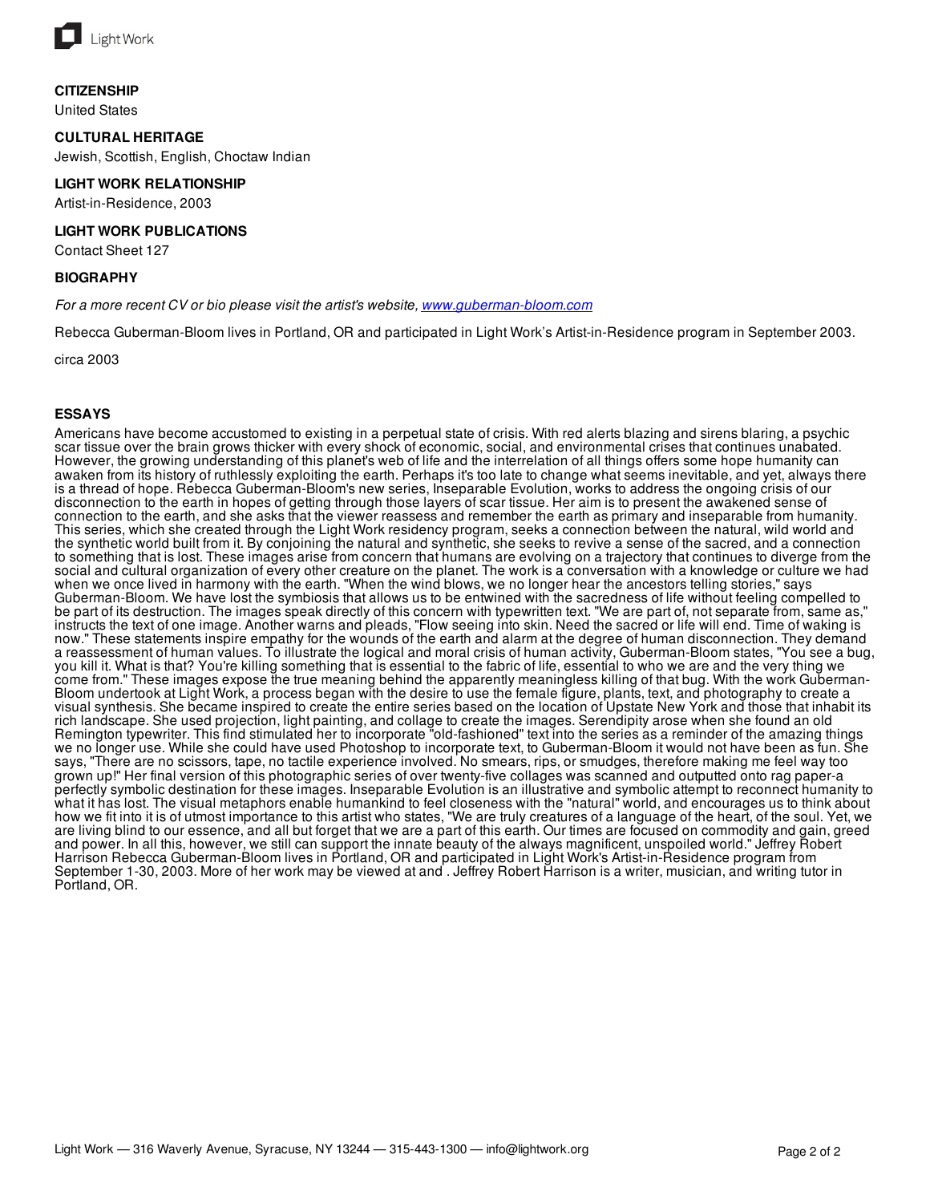**CITIZENSHIP**

United States

**CULTURAL HERITAGE**

Jewish, Scottish, English, Choctaw Indian

**LIGHT WORK RELATIONSHIP**

Artist-in-Residence, 2003

**LIGHT WORK PUBLICATIONS**

Contact Sheet 127

**BIOGRAPHY**

*For a more recent CV or bio please visit the artist's website, [www.guberman-bloom.com](www.guberman-bloom.com)*

Rebecca Guberman-Bloom lives in Portland, OR and participated in Light Work's Artist-in-Residence program in September 2003.

circa 2003

**ESSAYS**

Americans have become accustomed to existing in a perpetual state of crisis. With red alerts blazing and sirens blaring, a psychic scar tissue over the brain grows thicker with every shock of economic, social, and environmental crises that continues unabated. However, the growing understanding of this planet's web of life and the interrelation of all things offers some hope humanity can awaken from its history of ruthlessly exploiting the earth. Perhaps it's too late to change what seems inevitable, and yet, always there is a thread of hope. Rebecca Guberman-Bloom's new series, Inseparable Evolution, works to address the ongoing crisis of our disconnection to the earth in hopes of getting through those layers of scar tissue. Her aim is to present the awakened sense of connection to the earth, and she asks that the viewer reassess and remember the earth as primary and inseparable from humanity. This series, which she created through the Light Work residency program, seeks a connection between the natural, wild world and the synthetic world built from it. By conjoining the natural and synthetic, she seeks to revive a sense of the sacred, and a connection to something that is lost. These images arise from concern that humans are evolving on a trajectory that continues to diverge from the social and cultural organization of every other creature on the planet. The work is a conversation with a knowledge or culture we had when we once lived in harmony with the earth. "When the wind blows, we no longer hear the ancestors telling stories," says Guberman-Bloom. We have lost the symbiosis that allows us to be entwined with the sacredness of life without feeling compelled to be part of its destruction. The images speak directly of this concern with typewritten text. "We are part of, not separate from, same as," instructs the text of one image. Another warns and pleads, "Flow seeing into skin. Need the sacred or life will end. Time of waking is now." These statements inspire empathy for the wounds of the earth and alarm at the degree of human disconnection. They demand a reassessment of human values. To illustrate the logical and moral crisis of human activity, Guberman-Bloom states, "You see a bug, you kill it. What is that? You're killing something that is essential to the fabric of life, essential to who we are and the very thing we come from." These images expose the true meaning behind the apparently meaningless killing of that bug. With the work Guberman-Bloom undertook at Light Work, a process began with the desire to use the female figure, plants, text, and photography to create a visual synthesis. She became inspired to create the entire series based on the location of Upstate New York and those that inhabit its rich landscape. She used projection, light painting, and collage to create the images. Serendipity arose when she found an old Remington typewriter. This find stimulated her to incorporate "old-fashioned" text into the series as a reminder of the amazing things we no longer use. While she could have used Photoshop to incorporate text, to Guberman-Bloom it would not have been as fun. She says, "There are no scissors, tape, no tactile experience involved. No smears, rips, or smudges, therefore making me feel way too grown up!" Her final version of this photographic series of over twenty-five collages was scanned and outputted onto rag paper-a perfectly symbolic destination for these images. Inseparable Evolution is an illustrative and symbolic attempt to reconnect humanity to what it has lost. The visual metaphors enable humankind to feel closeness with the "natural" world, and encourages us to think about how we fit into it is of utmost importance to this artist who states, "We are truly creatures of a language of the heart, of the soul. Yet, we are living blind to our essence, and all but forget that we are a part of this earth. Our times are focused on commodity and gain, greed and power. In all this, however, we still can support the innate beauty of the always magnificent, unspoiled world." Jeffrey Robert Harrison Rebecca Guberman-Bloom lives in Portland, OR and participated in Light Work's Artist-in-Residence program from September 1-30, 2003. More of her work may be viewed at and . Jeffrey Robert Harrison is a writer, musician, and writing tutor in Portland, OR.